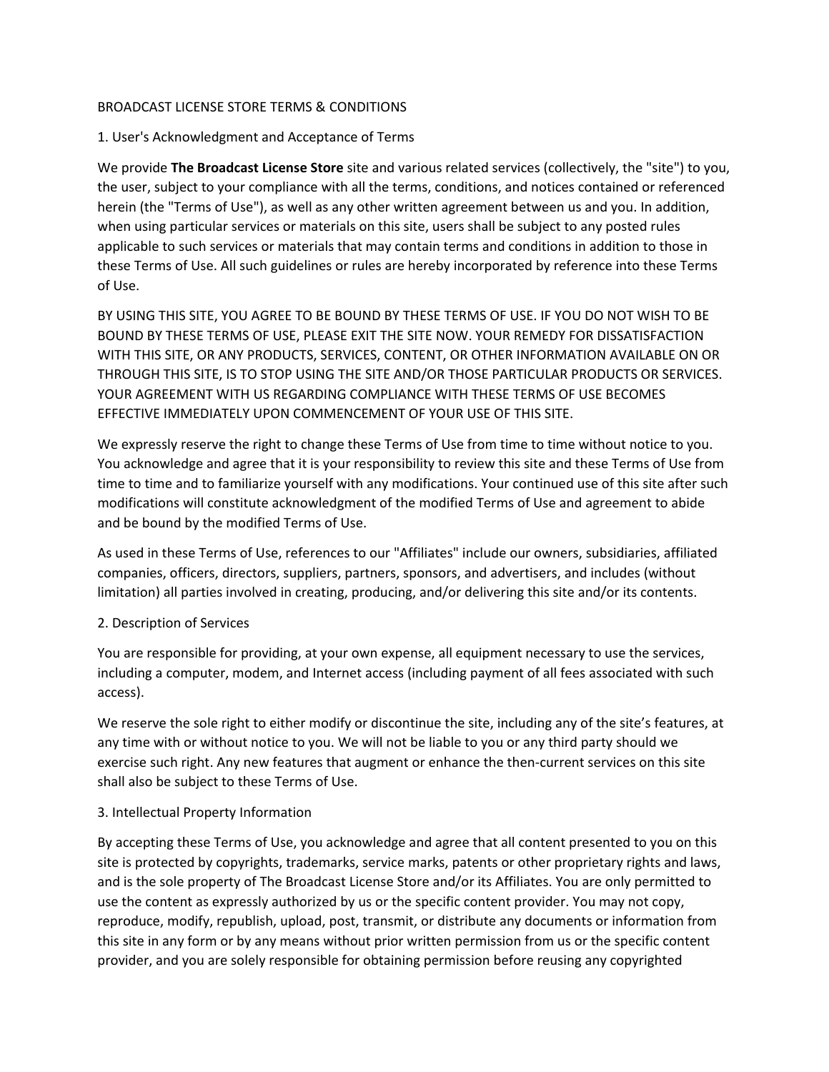# BROADCAST LICENSE STORE TERMS & CONDITIONS

## 1. User's Acknowledgment and Acceptance of Terms

We provide **The Broadcast License Store** site and various related services (collectively, the "site") to you, the user, subject to your compliance with all the terms, conditions, and notices contained or referenced herein (the "Terms of Use"), as well as any other written agreement between us and you. In addition, when using particular services or materials on this site, users shall be subject to any posted rules applicable to such services or materials that may contain terms and conditions in addition to those in these Terms of Use. All such guidelines or rules are hereby incorporated by reference into these Terms of Use.

BY USING THIS SITE, YOU AGREE TO BE BOUND BY THESE TERMS OF USE. IF YOU DO NOT WISH TO BE BOUND BY THESE TERMS OF USE, PLEASE EXIT THE SITE NOW. YOUR REMEDY FOR DISSATISFACTION WITH THIS SITE, OR ANY PRODUCTS, SERVICES, CONTENT, OR OTHER INFORMATION AVAILABLE ON OR THROUGH THIS SITE, IS TO STOP USING THE SITE AND/OR THOSE PARTICULAR PRODUCTS OR SERVICES. YOUR AGREEMENT WITH US REGARDING COMPLIANCE WITH THESE TERMS OF USE BECOMES EFFECTIVE IMMEDIATELY UPON COMMENCEMENT OF YOUR USE OF THIS SITE.

We expressly reserve the right to change these Terms of Use from time to time without notice to you. You acknowledge and agree that it is your responsibility to review this site and these Terms of Use from time to time and to familiarize yourself with any modifications. Your continued use of this site after such modifications will constitute acknowledgment of the modified Terms of Use and agreement to abide and be bound by the modified Terms of Use.

As used in these Terms of Use, references to our "Affiliates" include our owners, subsidiaries, affiliated companies, officers, directors, suppliers, partners, sponsors, and advertisers, and includes (without limitation) all parties involved in creating, producing, and/or delivering this site and/or its contents.

## 2. Description of Services

You are responsible for providing, at your own expense, all equipment necessary to use the services, including a computer, modem, and Internet access (including payment of all fees associated with such access).

We reserve the sole right to either modify or discontinue the site, including any of the site's features, at any time with or without notice to you. We will not be liable to you or any third party should we exercise such right. Any new features that augment or enhance the then-current services on this site shall also be subject to these Terms of Use.

## 3. Intellectual Property Information

By accepting these Terms of Use, you acknowledge and agree that all content presented to you on this site is protected by copyrights, trademarks, service marks, patents or other proprietary rights and laws, and is the sole property of The Broadcast License Store and/or its Affiliates. You are only permitted to use the content as expressly authorized by us or the specific content provider. You may not copy, reproduce, modify, republish, upload, post, transmit, or distribute any documents or information from this site in any form or by any means without prior written permission from us or the specific content provider, and you are solely responsible for obtaining permission before reusing any copyrighted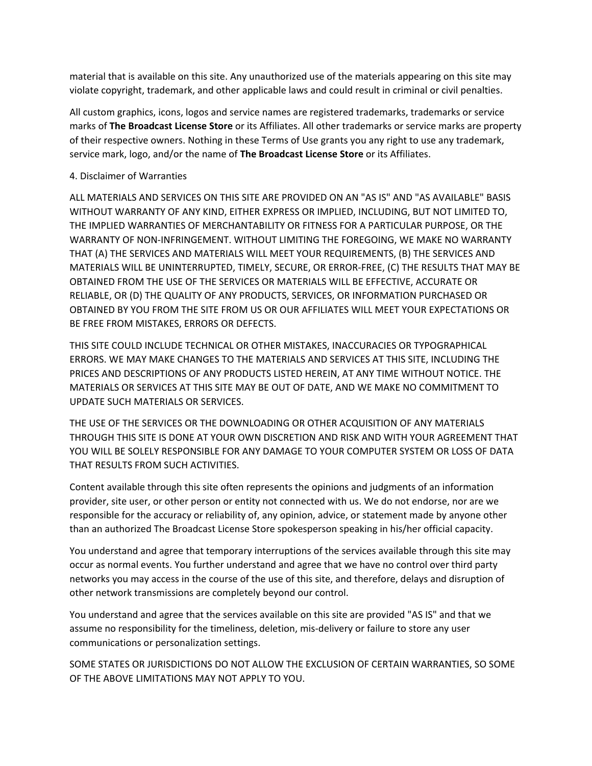material that is available on this site. Any unauthorized use of the materials appearing on this site may violate copyright, trademark, and other applicable laws and could result in criminal or civil penalties.

All custom graphics, icons, logos and service names are registered trademarks, trademarks or service marks of **The Broadcast License Store** or its Affiliates. All other trademarks or service marks are property of their respective owners. Nothing in these Terms of Use grants you any right to use any trademark, service mark, logo, and/or the name of **The Broadcast License Store** or its Affiliates.

4. Disclaimer of Warranties

ALL MATERIALS AND SERVICES ON THIS SITE ARE PROVIDED ON AN "AS IS" AND "AS AVAILABLE" BASIS WITHOUT WARRANTY OF ANY KIND, EITHER EXPRESS OR IMPLIED, INCLUDING, BUT NOT LIMITED TO, THE IMPLIED WARRANTIES OF MERCHANTABILITY OR FITNESS FOR A PARTICULAR PURPOSE, OR THE WARRANTY OF NON-INFRINGEMENT. WITHOUT LIMITING THE FOREGOING, WE MAKE NO WARRANTY THAT (A) THE SERVICES AND MATERIALS WILL MEET YOUR REQUIREMENTS, (B) THE SERVICES AND MATERIALS WILL BE UNINTERRUPTED, TIMELY, SECURE, OR ERROR-FREE, (C) THE RESULTS THAT MAY BE OBTAINED FROM THE USE OF THE SERVICES OR MATERIALS WILL BE EFFECTIVE, ACCURATE OR RELIABLE, OR (D) THE QUALITY OF ANY PRODUCTS, SERVICES, OR INFORMATION PURCHASED OR OBTAINED BY YOU FROM THE SITE FROM US OR OUR AFFILIATES WILL MEET YOUR EXPECTATIONS OR BE FREE FROM MISTAKES, ERRORS OR DEFECTS.

THIS SITE COULD INCLUDE TECHNICAL OR OTHER MISTAKES, INACCURACIES OR TYPOGRAPHICAL ERRORS. WE MAY MAKE CHANGES TO THE MATERIALS AND SERVICES AT THIS SITE, INCLUDING THE PRICES AND DESCRIPTIONS OF ANY PRODUCTS LISTED HEREIN, AT ANY TIME WITHOUT NOTICE. THE MATERIALS OR SERVICES AT THIS SITE MAY BE OUT OF DATE, AND WE MAKE NO COMMITMENT TO UPDATE SUCH MATERIALS OR SERVICES.

THE USE OF THE SERVICES OR THE DOWNLOADING OR OTHER ACQUISITION OF ANY MATERIALS THROUGH THIS SITE IS DONE AT YOUR OWN DISCRETION AND RISK AND WITH YOUR AGREEMENT THAT YOU WILL BE SOLELY RESPONSIBLE FOR ANY DAMAGE TO YOUR COMPUTER SYSTEM OR LOSS OF DATA THAT RESULTS FROM SUCH ACTIVITIES.

Content available through this site often represents the opinions and judgments of an information provider, site user, or other person or entity not connected with us. We do not endorse, nor are we responsible for the accuracy or reliability of, any opinion, advice, or statement made by anyone other than an authorized The Broadcast License Store spokesperson speaking in his/her official capacity.

You understand and agree that temporary interruptions of the services available through this site may occur as normal events. You further understand and agree that we have no control over third party networks you may access in the course of the use of this site, and therefore, delays and disruption of other network transmissions are completely beyond our control.

You understand and agree that the services available on this site are provided "AS IS" and that we assume no responsibility for the timeliness, deletion, mis-delivery or failure to store any user communications or personalization settings.

SOME STATES OR JURISDICTIONS DO NOT ALLOW THE EXCLUSION OF CERTAIN WARRANTIES, SO SOME OF THE ABOVE LIMITATIONS MAY NOT APPLY TO YOU.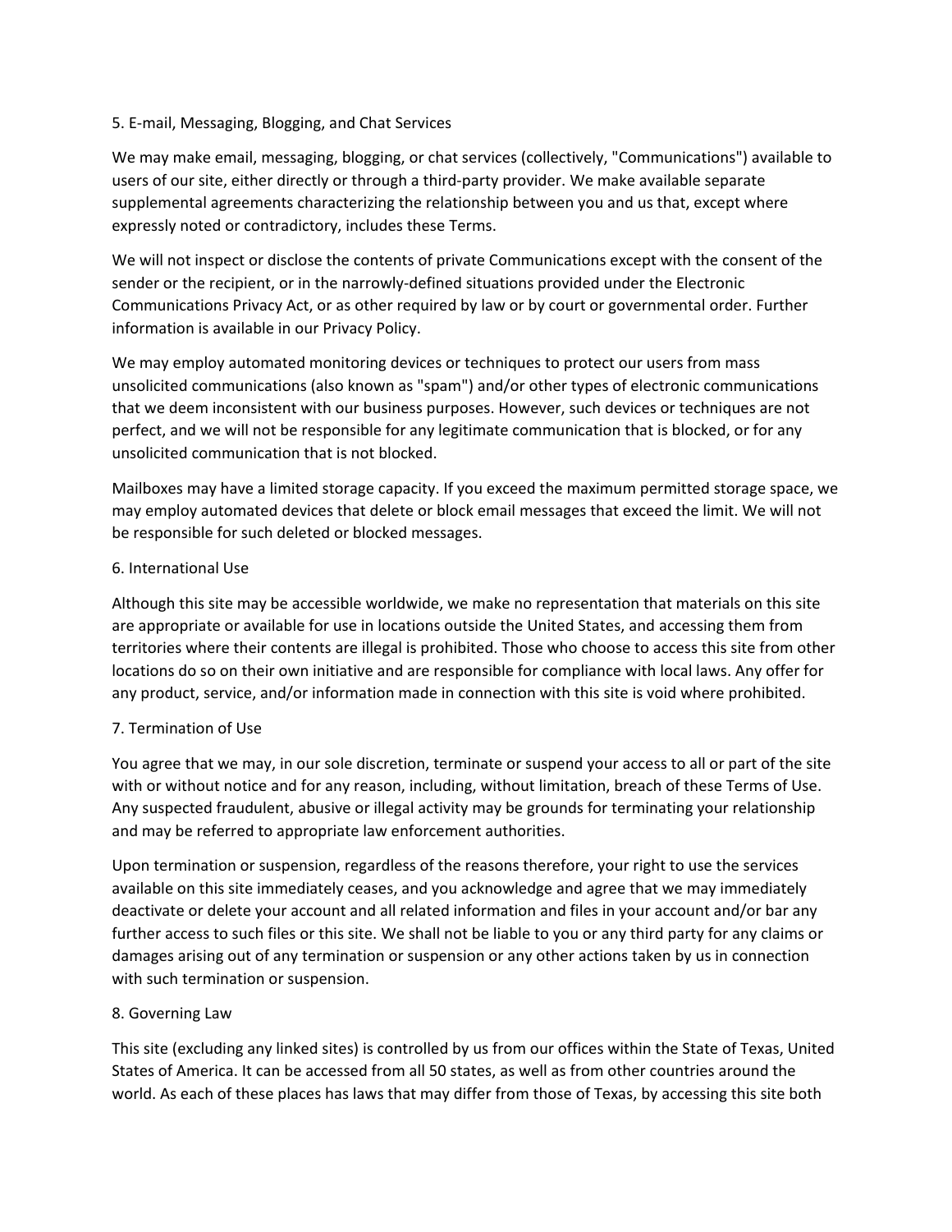## 5. E-mail, Messaging, Blogging, and Chat Services

We may make email, messaging, blogging, or chat services (collectively, "Communications") available to users of our site, either directly or through a third-party provider. We make available separate supplemental agreements characterizing the relationship between you and us that, except where expressly noted or contradictory, includes these Terms.

We will not inspect or disclose the contents of private Communications except with the consent of the sender or the recipient, or in the narrowly-defined situations provided under the Electronic Communications Privacy Act, or as other required by law or by court or governmental order. Further information is available in our Privacy Policy.

We may employ automated monitoring devices or techniques to protect our users from mass unsolicited communications (also known as "spam") and/or other types of electronic communications that we deem inconsistent with our business purposes. However, such devices or techniques are not perfect, and we will not be responsible for any legitimate communication that is blocked, or for any unsolicited communication that is not blocked.

Mailboxes may have a limited storage capacity. If you exceed the maximum permitted storage space, we may employ automated devices that delete or block email messages that exceed the limit. We will not be responsible for such deleted or blocked messages.

## 6. International Use

Although this site may be accessible worldwide, we make no representation that materials on this site are appropriate or available for use in locations outside the United States, and accessing them from territories where their contents are illegal is prohibited. Those who choose to access this site from other locations do so on their own initiative and are responsible for compliance with local laws. Any offer for any product, service, and/or information made in connection with this site is void where prohibited.

## 7. Termination of Use

You agree that we may, in our sole discretion, terminate or suspend your access to all or part of the site with or without notice and for any reason, including, without limitation, breach of these Terms of Use. Any suspected fraudulent, abusive or illegal activity may be grounds for terminating your relationship and may be referred to appropriate law enforcement authorities.

Upon termination or suspension, regardless of the reasons therefore, your right to use the services available on this site immediately ceases, and you acknowledge and agree that we may immediately deactivate or delete your account and all related information and files in your account and/or bar any further access to such files or this site. We shall not be liable to you or any third party for any claims or damages arising out of any termination or suspension or any other actions taken by us in connection with such termination or suspension.

## 8. Governing Law

This site (excluding any linked sites) is controlled by us from our offices within the State of Texas, United States of America. It can be accessed from all 50 states, as well as from other countries around the world. As each of these places has laws that may differ from those of Texas, by accessing this site both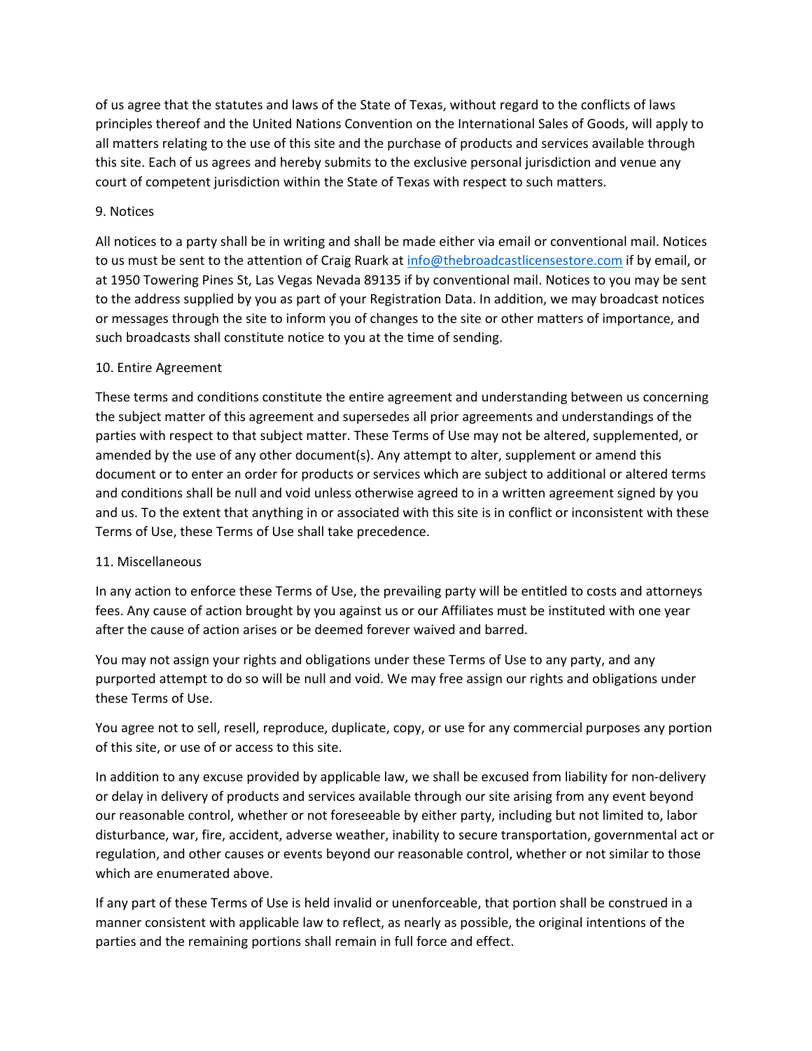of us agree that the statutes and laws of the State of Texas, without regard to the conflicts of laws principles thereof and the United Nations Convention on the International Sales of Goods, will apply to all matters relating to the use of this site and the purchase of products and services available through this site. Each of us agrees and hereby submits to the exclusive personal jurisdiction and venue any court of competent jurisdiction within the State of Texas with respect to such matters.

9. Notices

All notices to a party shall be in writing and shall be made either via email or conventional mail. Notices to us must be sent to the attention of Craig Ruark at [info@thebroadcastlicensestore.com](mailto:info@thebroadcastlicensestore.com) if by email, or at 1950 Towering Pines St, Las Vegas Nevada 89135 if by conventional mail. Notices to you may be sent to the address supplied by you as part of your Registration Data. In addition, we may broadcast notices or messages through the site to inform you of changes to the site or other matters of importance, and such broadcasts shall constitute notice to you at the time of sending.

10. Entire Agreement

These terms and conditions constitute the entire agreement and understanding between us concerning the subject matter of this agreement and supersedes all prior agreements and understandings of the parties with respect to that subject matter. These Terms of Use may not be altered, supplemented, or amended by the use of any other document(s). Any attempt to alter, supplement or amend this document or to enter an order for products or services which are subject to additional or altered terms and conditions shall be null and void unless otherwise agreed to in a written agreement signed by you and us. To the extent that anything in or associated with this site is in conflict or inconsistent with these Terms of Use, these Terms of Use shall take precedence.

11. Miscellaneous

In any action to enforce these Terms of Use, the prevailing party will be entitled to costs and attorneys fees. Any cause of action brought by you against us or our Affiliates must be instituted with one year after the cause of action arises or be deemed forever waived and barred.

You may not assign your rights and obligations under these Terms of Use to any party, and any purported attempt to do so will be null and void. We may free assign our rights and obligations under these Terms of Use.

You agree not to sell, resell, reproduce, duplicate, copy, or use for any commercial purposes any portion of this site, or use of or access to this site.

In addition to any excuse provided by applicable law, we shall be excused from liability for non-delivery or delay in delivery of products and services available through our site arising from any event beyond our reasonable control, whether or not foreseeable by either party, including but not limited to, labor disturbance, war, fire, accident, adverse weather, inability to secure transportation, governmental act or regulation, and other causes or events beyond our reasonable control, whether or not similar to those which are enumerated above.

If any part of these Terms of Use is held invalid or unenforceable, that portion shall be construed in a manner consistent with applicable law to reflect, as nearly as possible, the original intentions of the parties and the remaining portions shall remain in full force and effect.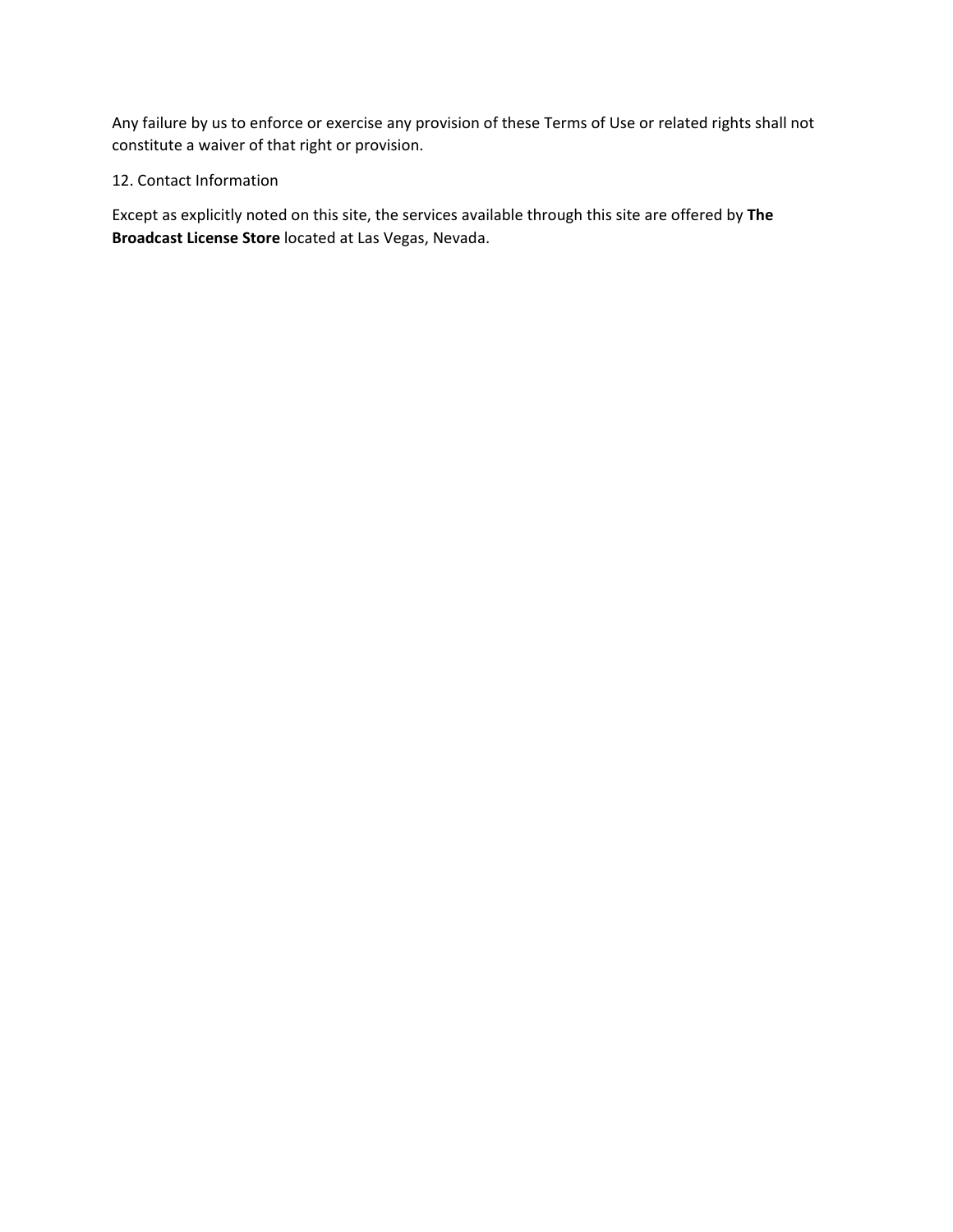Any failure by us to enforce or exercise any provision of these Terms of Use or related rights shall not constitute a waiver of that right or provision.

12. Contact Information

Except as explicitly noted on this site, the services available through this site are offered by **The Broadcast License Store** located at Las Vegas, Nevada.